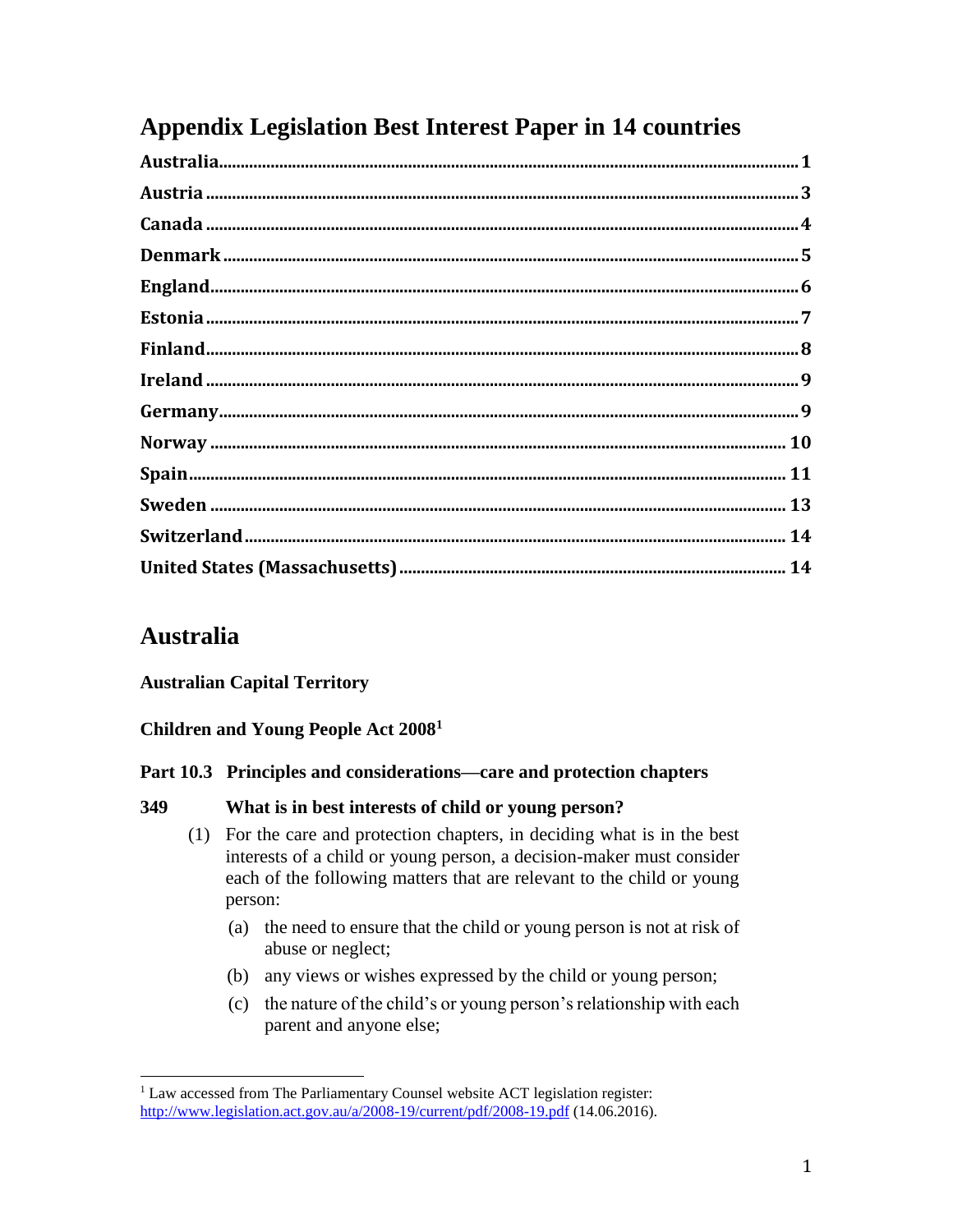# Appendix Legislation Best Interest Paper in 14 countries

- Australia ... 1
- Austria ... 3
- Canada ... 4
- Denmark ... 5
- England ... 6
- Estonia ... 7
- Finland ... 8
- Ireland ... 9
- Germany ... 9
- Norway ... 10
- Spain ... 11
- Sweden ... 13
- Switzerland ... 14
- United States (Massachusetts) ... 14

## Australia

**Australian Capital Territory**

**Children and Young People Act 2008**[1]

**Part 10.3 Principles and considerations—care and protection chapters**

**349 What is in best interests of child or young person?**

(1) For the care and protection chapters, in deciding what is in the best interests of a child or young person, a decision-maker must consider each of the following matters that are relevant to the child or young person:

(a) the need to ensure that the child or young person is not at risk of abuse or neglect;

(b) any views or wishes expressed by the child or young person;

(c) the nature of the child's or young person's relationship with each parent and anyone else;

[1] Law accessed from The Parliamentary Counsel website ACT legislation register: http://www.legislation.act.gov.au/a/2008-19/current/pdf/2008-19.pdf (14.06.2016).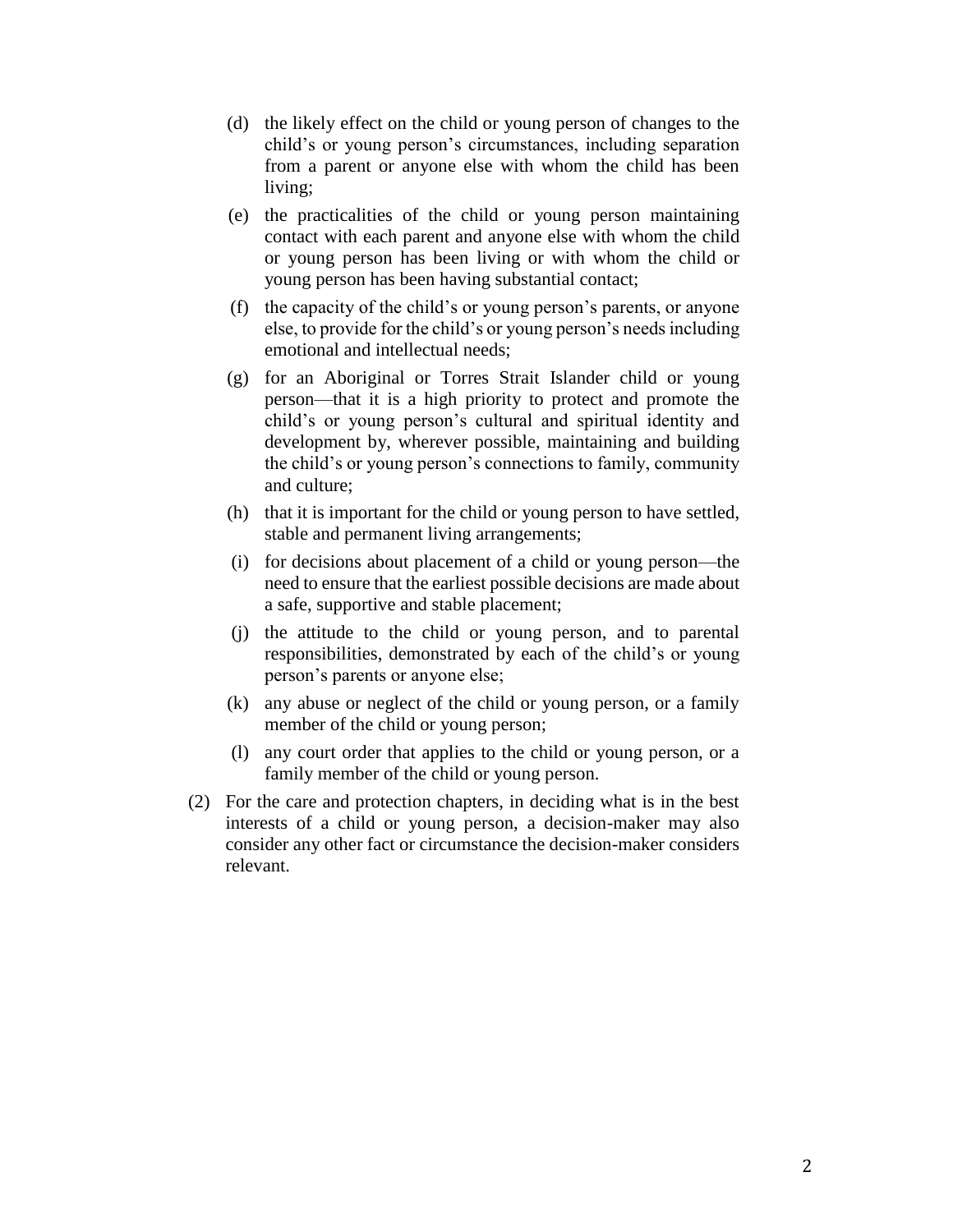(d) the likely effect on the child or young person of changes to the child's or young person's circumstances, including separation from a parent or anyone else with whom the child has been living;

(e) the practicalities of the child or young person maintaining contact with each parent and anyone else with whom the child or young person has been living or with whom the child or young person has been having substantial contact;

(f) the capacity of the child's or young person's parents, or anyone else, to provide for the child's or young person's needs including emotional and intellectual needs;

(g) for an Aboriginal or Torres Strait Islander child or young person—that it is a high priority to protect and promote the child's or young person's cultural and spiritual identity and development by, wherever possible, maintaining and building the child's or young person's connections to family, community and culture;

(h) that it is important for the child or young person to have settled, stable and permanent living arrangements;

(i) for decisions about placement of a child or young person—the need to ensure that the earliest possible decisions are made about a safe, supportive and stable placement;

(j) the attitude to the child or young person, and to parental responsibilities, demonstrated by each of the child's or young person's parents or anyone else;

(k) any abuse or neglect of the child or young person, or a family member of the child or young person;

(l) any court order that applies to the child or young person, or a family member of the child or young person.

(2) For the care and protection chapters, in deciding what is in the best interests of a child or young person, a decision-maker may also consider any other fact or circumstance the decision-maker considers relevant.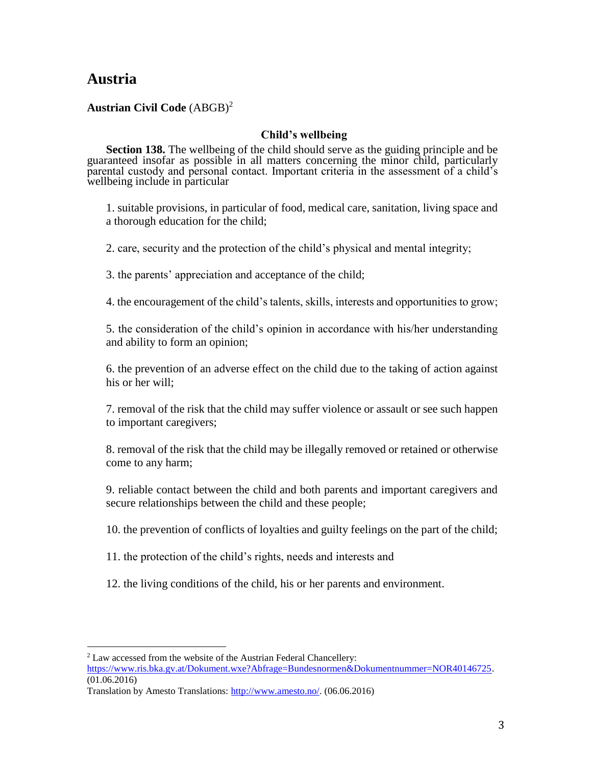# Austria

**Austrian Civil Code** (ABGB)[2]

### Child's wellbeing

**Section 138.** The wellbeing of the child should serve as the guiding principle and be guaranteed insofar as possible in all matters concerning the minor child, particularly parental custody and personal contact. Important criteria in the assessment of a child's wellbeing include in particular

1. suitable provisions, in particular of food, medical care, sanitation, living space and a thorough education for the child;

2. care, security and the protection of the child's physical and mental integrity;

3. the parents' appreciation and acceptance of the child;

4. the encouragement of the child's talents, skills, interests and opportunities to grow;

5. the consideration of the child's opinion in accordance with his/her understanding and ability to form an opinion;

6. the prevention of an adverse effect on the child due to the taking of action against his or her will;

7. removal of the risk that the child may suffer violence or assault or see such happen to important caregivers;

8. removal of the risk that the child may be illegally removed or retained or otherwise come to any harm;

9. reliable contact between the child and both parents and important caregivers and secure relationships between the child and these people;

10. the prevention of conflicts of loyalties and guilty feelings on the part of the child;

11. the protection of the child's rights, needs and interests and

12. the living conditions of the child, his or her parents and environment.

---

[2] Law accessed from the website of the Austrian Federal Chancellery: https://www.ris.bka.gv.at/Dokument.wxe?Abfrage=Bundesnormen&Dokumentnummer=NOR40146725. (01.06.2016)
Translation by Amesto Translations: http://www.amesto.no/. (06.06.2016)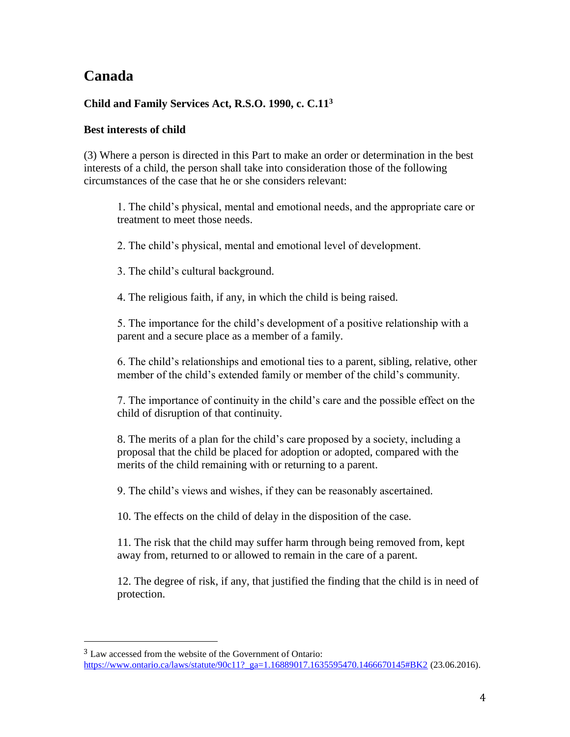## Canada

**Child and Family Services Act, R.S.O. 1990, c. C.11[3]**

**Best interests of child**

(3) Where a person is directed in this Part to make an order or determination in the best interests of a child, the person shall take into consideration those of the following circumstances of the case that he or she considers relevant:

1. The child's physical, mental and emotional needs, and the appropriate care or treatment to meet those needs.

2. The child's physical, mental and emotional level of development.

3. The child's cultural background.

4. The religious faith, if any, in which the child is being raised.

5. The importance for the child's development of a positive relationship with a parent and a secure place as a member of a family.

6. The child's relationships and emotional ties to a parent, sibling, relative, other member of the child's extended family or member of the child's community.

7. The importance of continuity in the child's care and the possible effect on the child of disruption of that continuity.

8. The merits of a plan for the child's care proposed by a society, including a proposal that the child be placed for adoption or adopted, compared with the merits of the child remaining with or returning to a parent.

9. The child's views and wishes, if they can be reasonably ascertained.

10. The effects on the child of delay in the disposition of the case.

11. The risk that the child may suffer harm through being removed from, kept away from, returned to or allowed to remain in the care of a parent.

12. The degree of risk, if any, that justified the finding that the child is in need of protection.

---

[3] Law accessed from the website of the Government of Ontario: https://www.ontario.ca/laws/statute/90c11?_ga=1.16889017.1635595470.1466670145#BK2 (23.06.2016).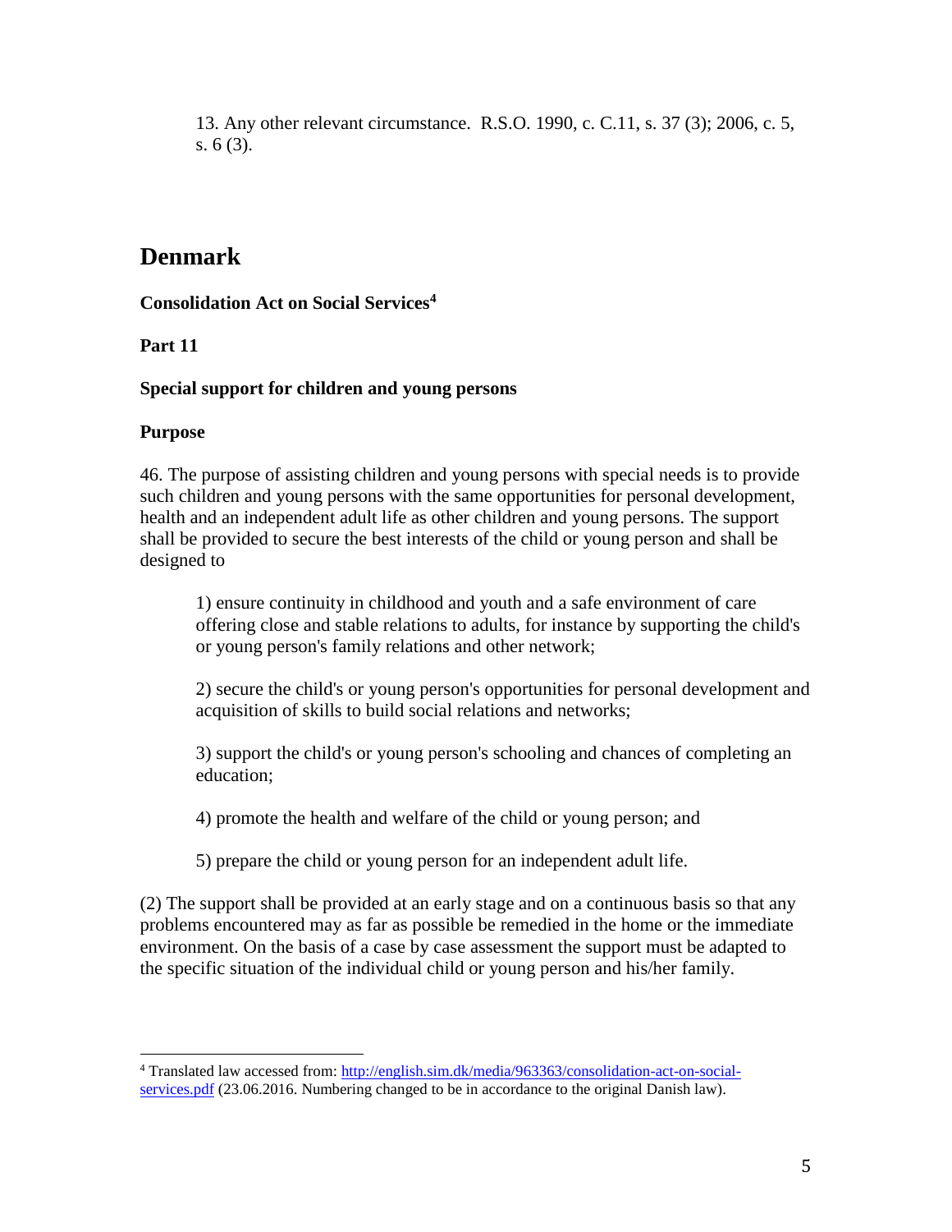13. Any other relevant circumstance. R.S.O. 1990, c. C.11, s. 37 (3); 2006, c. 5, s. 6 (3).

## Denmark

**Consolidation Act on Social Services**[4]

**Part 11**

**Special support for children and young persons**

**Purpose**

46. The purpose of assisting children and young persons with special needs is to provide such children and young persons with the same opportunities for personal development, health and an independent adult life as other children and young persons. The support shall be provided to secure the best interests of the child or young person and shall be designed to

> 1) ensure continuity in childhood and youth and a safe environment of care offering close and stable relations to adults, for instance by supporting the child's or young person's family relations and other network;
>
> 2) secure the child's or young person's opportunities for personal development and acquisition of skills to build social relations and networks;
>
> 3) support the child's or young person's schooling and chances of completing an education;
>
> 4) promote the health and welfare of the child or young person; and
>
> 5) prepare the child or young person for an independent adult life.

(2) The support shall be provided at an early stage and on a continuous basis so that any problems encountered may as far as possible be remedied in the home or the immediate environment. On the basis of a case by case assessment the support must be adapted to the specific situation of the individual child or young person and his/her family.

---

[4] Translated law accessed from: http://english.sim.dk/media/963363/consolidation-act-on-social-services.pdf (23.06.2016. Numbering changed to be in accordance to the original Danish law).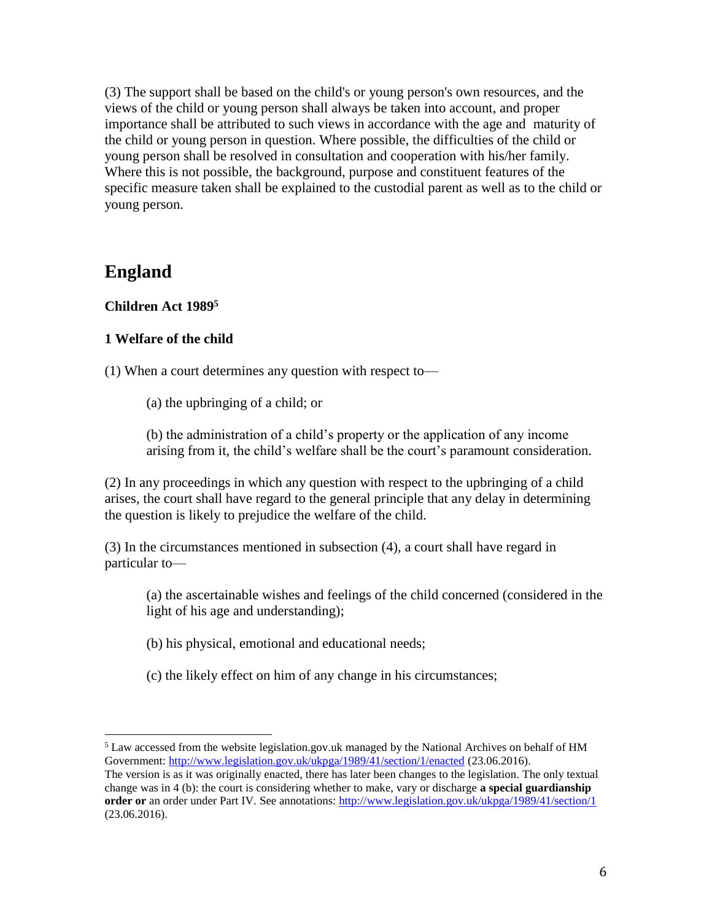(3) The support shall be based on the child's or young person's own resources, and the views of the child or young person shall always be taken into account, and proper importance shall be attributed to such views in accordance with the age and maturity of the child or young person in question. Where possible, the difficulties of the child or young person shall be resolved in consultation and cooperation with his/her family. Where this is not possible, the background, purpose and constituent features of the specific measure taken shall be explained to the custodial parent as well as to the child or young person.

## England

**Children Act 1989**[5]

**1 Welfare of the child**

(1) When a court determines any question with respect to—

> (a) the upbringing of a child; or
>
> (b) the administration of a child's property or the application of any income arising from it, the child's welfare shall be the court's paramount consideration.

(2) In any proceedings in which any question with respect to the upbringing of a child arises, the court shall have regard to the general principle that any delay in determining the question is likely to prejudice the welfare of the child.

(3) In the circumstances mentioned in subsection (4), a court shall have regard in particular to—

> (a) the ascertainable wishes and feelings of the child concerned (considered in the light of his age and understanding);
>
> (b) his physical, emotional and educational needs;
>
> (c) the likely effect on him of any change in his circumstances;

---

[5] Law accessed from the website legislation.gov.uk managed by the National Archives on behalf of HM Government: http://www.legislation.gov.uk/ukpga/1989/41/section/1/enacted (23.06.2016).
The version is as it was originally enacted, there has later been changes to the legislation. The only textual change was in 4 (b): the court is considering whether to make, vary or discharge **a special guardianship order or** an order under Part IV. See annotations: http://www.legislation.gov.uk/ukpga/1989/41/section/1 (23.06.2016).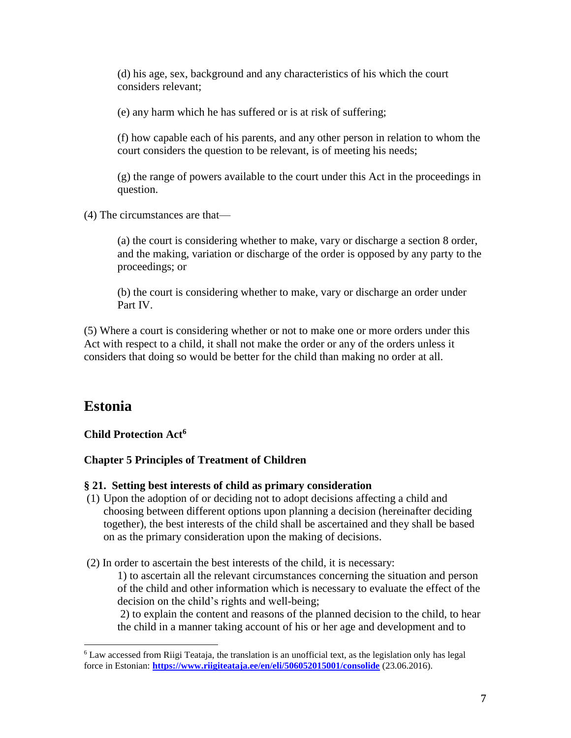(d) his age, sex, background and any characteristics of his which the court considers relevant;

(e) any harm which he has suffered or is at risk of suffering;

(f) how capable each of his parents, and any other person in relation to whom the court considers the question to be relevant, is of meeting his needs;

(g) the range of powers available to the court under this Act in the proceedings in question.

(4) The circumstances are that—

(a) the court is considering whether to make, vary or discharge a section 8 order, and the making, variation or discharge of the order is opposed by any party to the proceedings; or

(b) the court is considering whether to make, vary or discharge an order under Part IV.

(5) Where a court is considering whether or not to make one or more orders under this Act with respect to a child, it shall not make the order or any of the orders unless it considers that doing so would be better for the child than making no order at all.

## Estonia

**Child Protection Act[6]**

**Chapter 5 Principles of Treatment of Children**

**§ 21. Setting best interests of child as primary consideration**

(1) Upon the adoption of or deciding not to adopt decisions affecting a child and choosing between different options upon planning a decision (hereinafter deciding together), the best interests of the child shall be ascertained and they shall be based on as the primary consideration upon the making of decisions.

(2) In order to ascertain the best interests of the child, it is necessary:

1) to ascertain all the relevant circumstances concerning the situation and person of the child and other information which is necessary to evaluate the effect of the decision on the child's rights and well-being;

2) to explain the content and reasons of the planned decision to the child, to hear the child in a manner taking account of his or her age and development and to

---

[6] Law accessed from Riigi Teataja, the translation is an unofficial text, as the legislation only has legal force in Estonian: **https://www.riigiteataja.ee/en/eli/506052015001/consolide** (23.06.2016).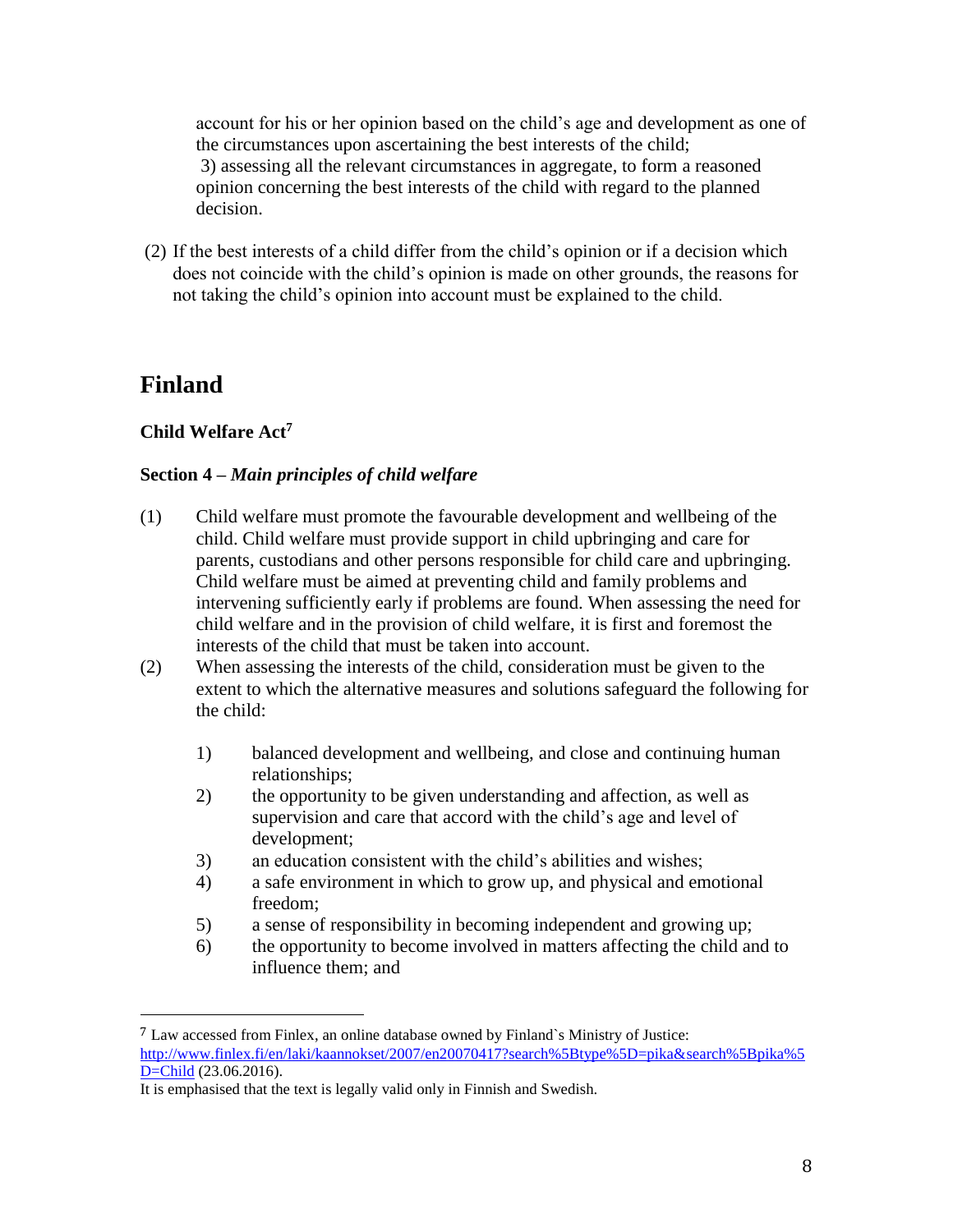account for his or her opinion based on the child's age and development as one of the circumstances upon ascertaining the best interests of the child;
3) assessing all the relevant circumstances in aggregate, to form a reasoned opinion concerning the best interests of the child with regard to the planned decision.

(2) If the best interests of a child differ from the child's opinion or if a decision which does not coincide with the child's opinion is made on other grounds, the reasons for not taking the child's opinion into account must be explained to the child.

## Finland

### Child Welfare Act[7]

#### Section 4 – *Main principles of child welfare*

(1) Child welfare must promote the favourable development and wellbeing of the child. Child welfare must provide support in child upbringing and care for parents, custodians and other persons responsible for child care and upbringing. Child welfare must be aimed at preventing child and family problems and intervening sufficiently early if problems are found. When assessing the need for child welfare and in the provision of child welfare, it is first and foremost the interests of the child that must be taken into account.

(2) When assessing the interests of the child, consideration must be given to the extent to which the alternative measures and solutions safeguard the following for the child:

1) balanced development and wellbeing, and close and continuing human relationships;
2) the opportunity to be given understanding and affection, as well as supervision and care that accord with the child's age and level of development;
3) an education consistent with the child's abilities and wishes;
4) a safe environment in which to grow up, and physical and emotional freedom;
5) a sense of responsibility in becoming independent and growing up;
6) the opportunity to become involved in matters affecting the child and to influence them; and

---

[7] Law accessed from Finlex, an online database owned by Finland`s Ministry of Justice: http://www.finlex.fi/en/laki/kaannokset/2007/en20070417?search%5Btype%5D=pika&search%5Bpika%5D=Child (23.06.2016).
It is emphasised that the text is legally valid only in Finnish and Swedish.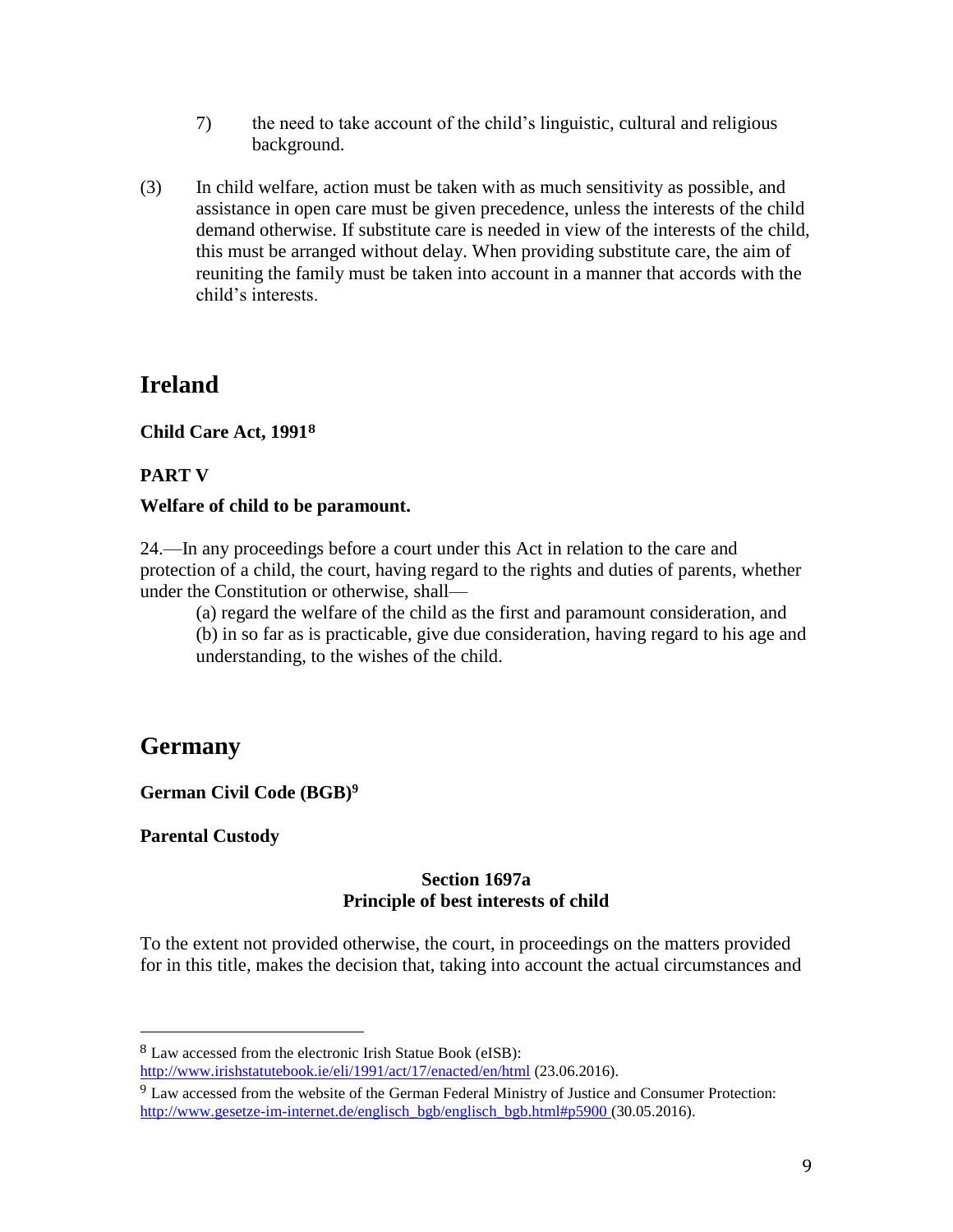7) the need to take account of the child's linguistic, cultural and religious background.

(3) In child welfare, action must be taken with as much sensitivity as possible, and assistance in open care must be given precedence, unless the interests of the child demand otherwise. If substitute care is needed in view of the interests of the child, this must be arranged without delay. When providing substitute care, the aim of reuniting the family must be taken into account in a manner that accords with the child's interests.

## Ireland

**Child Care Act, 1991[8]**

**PART V**

**Welfare of child to be paramount.**

24.—In any proceedings before a court under this Act in relation to the care and protection of a child, the court, having regard to the rights and duties of parents, whether under the Constitution or otherwise, shall—

(a) regard the welfare of the child as the first and paramount consideration, and
(b) in so far as is practicable, give due consideration, having regard to his age and understanding, to the wishes of the child.

## Germany

**German Civil Code (BGB)[9]**

**Parental Custody**

**Section 1697a**
**Principle of best interests of child**

To the extent not provided otherwise, the court, in proceedings on the matters provided for in this title, makes the decision that, taking into account the actual circumstances and

---

[8] Law accessed from the electronic Irish Statue Book (eISB): http://www.irishstatutebook.ie/eli/1991/act/17/enacted/en/html (23.06.2016).

[9] Law accessed from the website of the German Federal Ministry of Justice and Consumer Protection: http://www.gesetze-im-internet.de/englisch_bgb/englisch_bgb.html#p5900 (30.05.2016).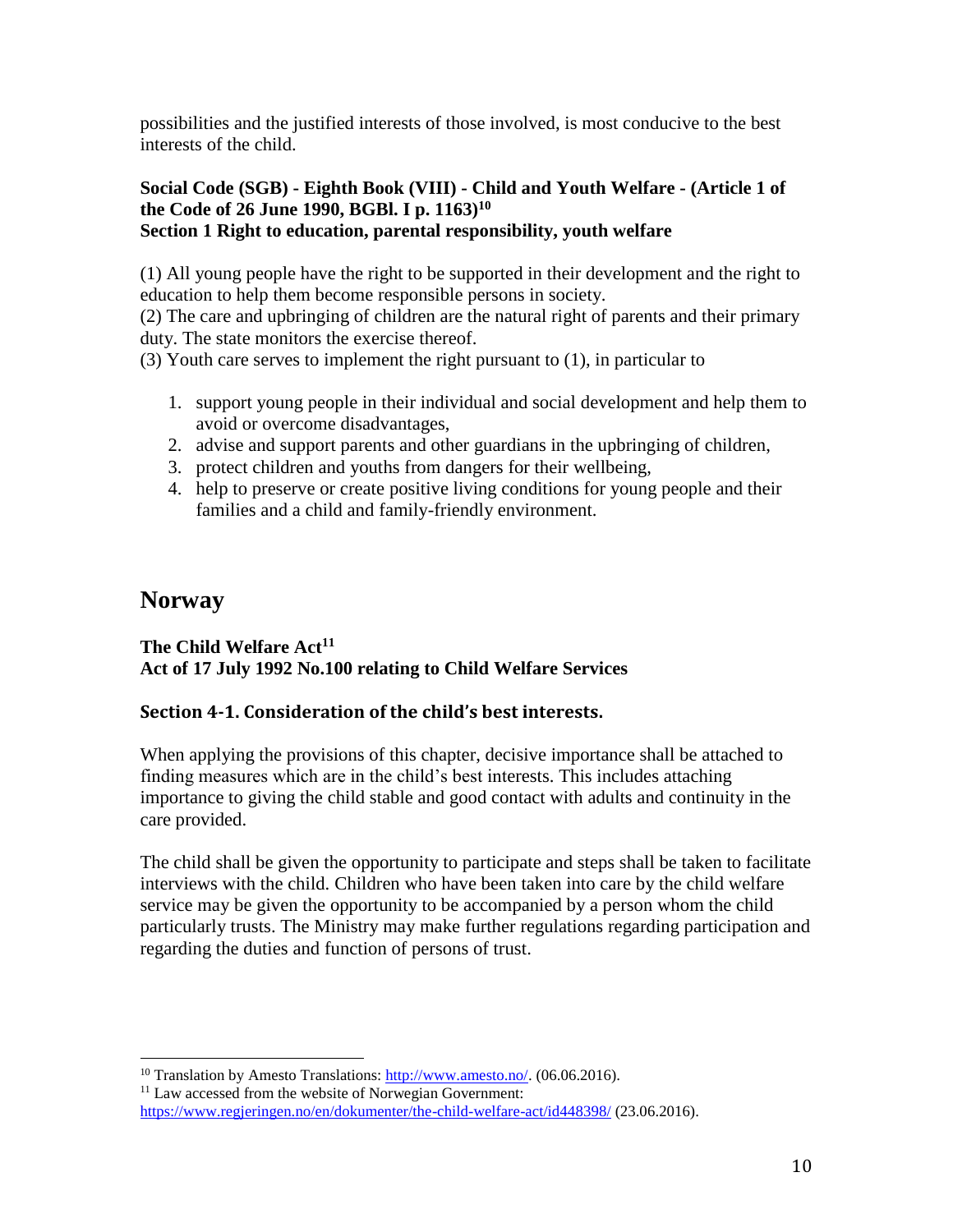possibilities and the justified interests of those involved, is most conducive to the best interests of the child.

**Social Code (SGB) - Eighth Book (VIII) - Child and Youth Welfare - (Article 1 of the Code of 26 June 1990, BGBl. I p. 1163)[10]**
**Section 1 Right to education, parental responsibility, youth welfare**

(1) All young people have the right to be supported in their development and the right to education to help them become responsible persons in society.
(2) The care and upbringing of children are the natural right of parents and their primary duty. The state monitors the exercise thereof.
(3) Youth care serves to implement the right pursuant to (1), in particular to

1. support young people in their individual and social development and help them to avoid or overcome disadvantages,
2. advise and support parents and other guardians in the upbringing of children,
3. protect children and youths from dangers for their wellbeing,
4. help to preserve or create positive living conditions for young people and their families and a child and family-friendly environment.

## Norway

**The Child Welfare Act[11]**
**Act of 17 July 1992 No.100 relating to Child Welfare Services**

### Section 4-1. Consideration of the child's best interests.

When applying the provisions of this chapter, decisive importance shall be attached to finding measures which are in the child's best interests. This includes attaching importance to giving the child stable and good contact with adults and continuity in the care provided.

The child shall be given the opportunity to participate and steps shall be taken to facilitate interviews with the child. Children who have been taken into care by the child welfare service may be given the opportunity to be accompanied by a person whom the child particularly trusts. The Ministry may make further regulations regarding participation and regarding the duties and function of persons of trust.

---

[10] Translation by Amesto Translations: http://www.amesto.no/. (06.06.2016).
[11] Law accessed from the website of Norwegian Government: https://www.regjeringen.no/en/dokumenter/the-child-welfare-act/id448398/ (23.06.2016).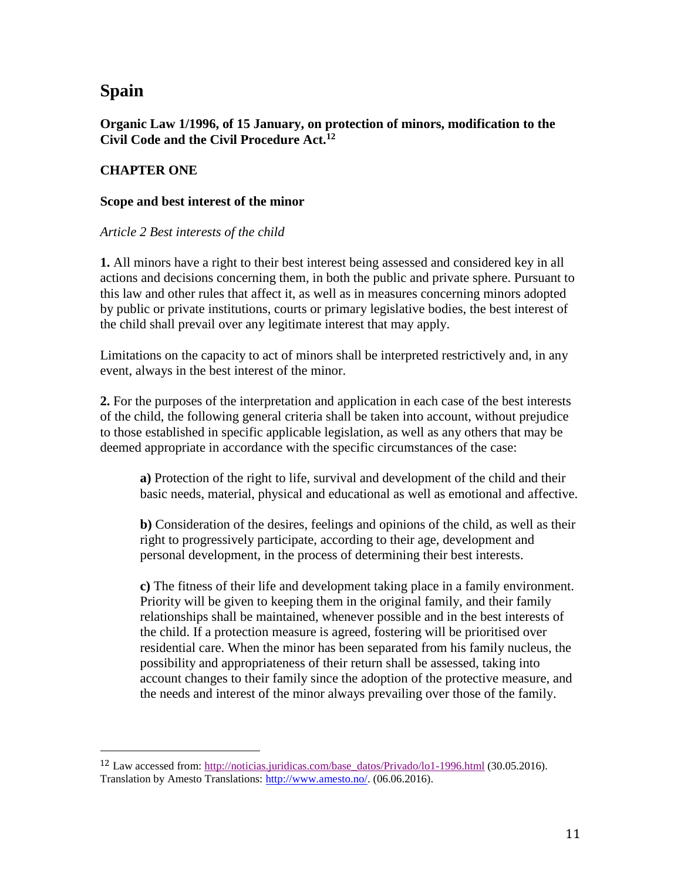# Spain

**Organic Law 1/1996, of 15 January, on protection of minors, modification to the Civil Code and the Civil Procedure Act.**[12]

## CHAPTER ONE

### Scope and best interest of the minor

*Article 2 Best interests of the child*

**1.** All minors have a right to their best interest being assessed and considered key in all actions and decisions concerning them, in both the public and private sphere. Pursuant to this law and other rules that affect it, as well as in measures concerning minors adopted by public or private institutions, courts or primary legislative bodies, the best interest of the child shall prevail over any legitimate interest that may apply.

Limitations on the capacity to act of minors shall be interpreted restrictively and, in any event, always in the best interest of the minor.

**2.** For the purposes of the interpretation and application in each case of the best interests of the child, the following general criteria shall be taken into account, without prejudice to those established in specific applicable legislation, as well as any others that may be deemed appropriate in accordance with the specific circumstances of the case:

> **a)** Protection of the right to life, survival and development of the child and their basic needs, material, physical and educational as well as emotional and affective.
>
> **b)** Consideration of the desires, feelings and opinions of the child, as well as their right to progressively participate, according to their age, development and personal development, in the process of determining their best interests.
>
> **c)** The fitness of their life and development taking place in a family environment. Priority will be given to keeping them in the original family, and their family relationships shall be maintained, whenever possible and in the best interests of the child. If a protection measure is agreed, fostering will be prioritised over residential care. When the minor has been separated from his family nucleus, the possibility and appropriateness of their return shall be assessed, taking into account changes to their family since the adoption of the protective measure, and the needs and interest of the minor always prevailing over those of the family.

---

[12] Law accessed from: http://noticias.juridicas.com/base_datos/Privado/lo1-1996.html (30.05.2016). Translation by Amesto Translations: http://www.amesto.no/. (06.06.2016).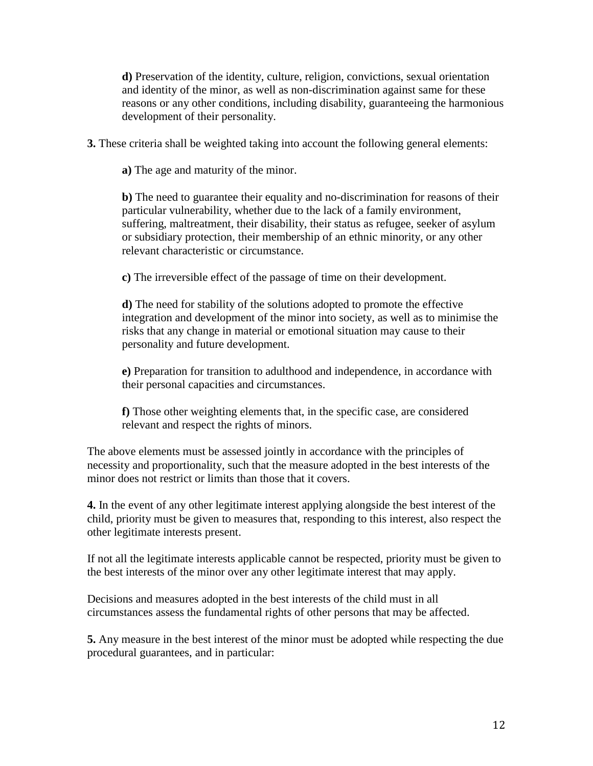**d)** Preservation of the identity, culture, religion, convictions, sexual orientation and identity of the minor, as well as non-discrimination against same for these reasons or any other conditions, including disability, guaranteeing the harmonious development of their personality.

**3.** These criteria shall be weighted taking into account the following general elements:

**a)** The age and maturity of the minor.

**b)** The need to guarantee their equality and no-discrimination for reasons of their particular vulnerability, whether due to the lack of a family environment, suffering, maltreatment, their disability, their status as refugee, seeker of asylum or subsidiary protection, their membership of an ethnic minority, or any other relevant characteristic or circumstance.

**c)** The irreversible effect of the passage of time on their development.

**d)** The need for stability of the solutions adopted to promote the effective integration and development of the minor into society, as well as to minimise the risks that any change in material or emotional situation may cause to their personality and future development.

**e)** Preparation for transition to adulthood and independence, in accordance with their personal capacities and circumstances.

**f)** Those other weighting elements that, in the specific case, are considered relevant and respect the rights of minors.

The above elements must be assessed jointly in accordance with the principles of necessity and proportionality, such that the measure adopted in the best interests of the minor does not restrict or limits than those that it covers.

**4.** In the event of any other legitimate interest applying alongside the best interest of the child, priority must be given to measures that, responding to this interest, also respect the other legitimate interests present.

If not all the legitimate interests applicable cannot be respected, priority must be given to the best interests of the minor over any other legitimate interest that may apply.

Decisions and measures adopted in the best interests of the child must in all circumstances assess the fundamental rights of other persons that may be affected.

**5.** Any measure in the best interest of the minor must be adopted while respecting the due procedural guarantees, and in particular: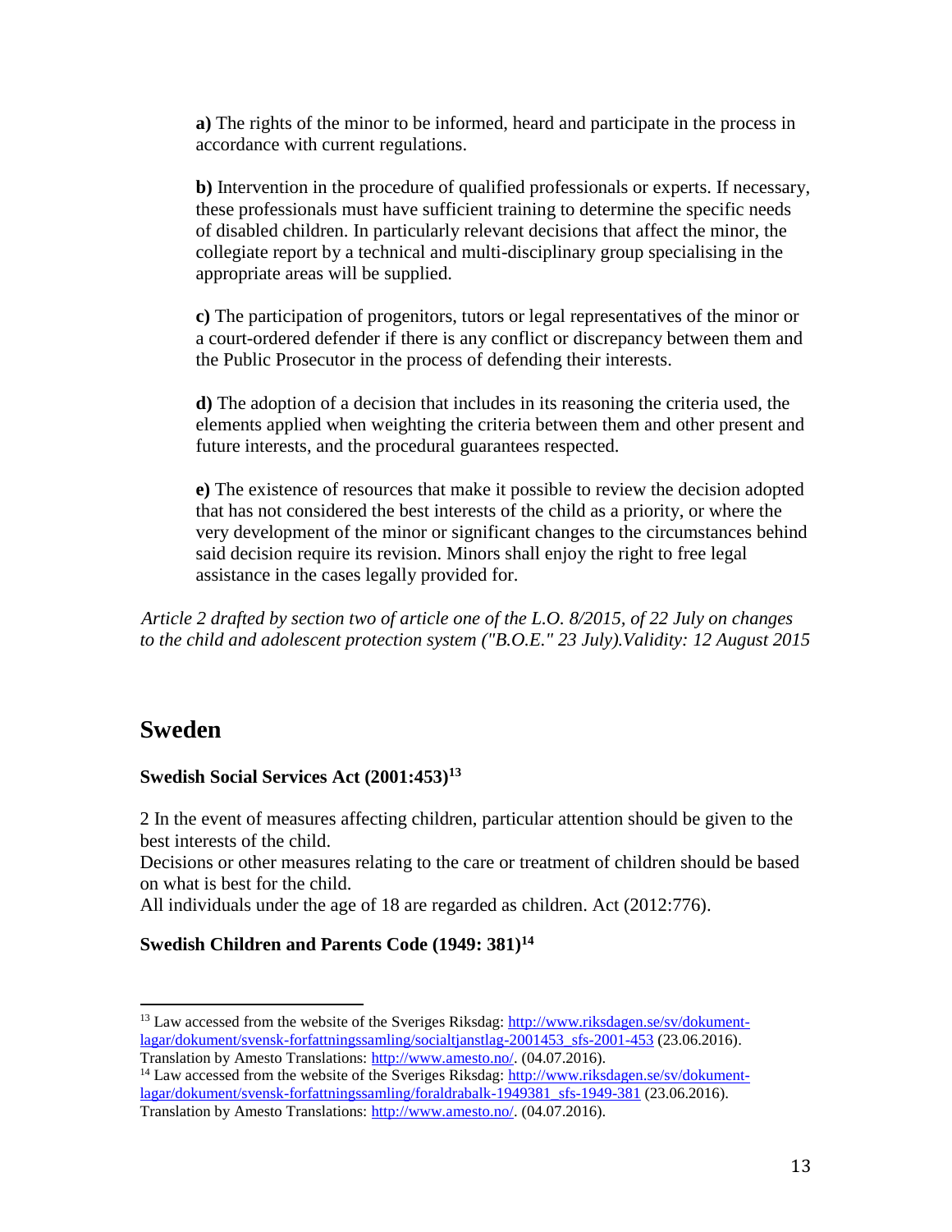**a)** The rights of the minor to be informed, heard and participate in the process in accordance with current regulations.

**b)** Intervention in the procedure of qualified professionals or experts. If necessary, these professionals must have sufficient training to determine the specific needs of disabled children. In particularly relevant decisions that affect the minor, the collegiate report by a technical and multi-disciplinary group specialising in the appropriate areas will be supplied.

**c)** The participation of progenitors, tutors or legal representatives of the minor or a court-ordered defender if there is any conflict or discrepancy between them and the Public Prosecutor in the process of defending their interests.

**d)** The adoption of a decision that includes in its reasoning the criteria used, the elements applied when weighting the criteria between them and other present and future interests, and the procedural guarantees respected.

**e)** The existence of resources that make it possible to review the decision adopted that has not considered the best interests of the child as a priority, or where the very development of the minor or significant changes to the circumstances behind said decision require its revision. Minors shall enjoy the right to free legal assistance in the cases legally provided for.

*Article 2 drafted by section two of article one of the L.O. 8/2015, of 22 July on changes to the child and adolescent protection system ("B.O.E." 23 July).Validity: 12 August 2015*

## Sweden

### Swedish Social Services Act (2001:453)[13]

2 In the event of measures affecting children, particular attention should be given to the best interests of the child.
Decisions or other measures relating to the care or treatment of children should be based on what is best for the child.
All individuals under the age of 18 are regarded as children. Act (2012:776).

### Swedish Children and Parents Code (1949: 381)[14]

---

[13] Law accessed from the website of the Sveriges Riksdag: http://www.riksdagen.se/sv/dokument-lagar/dokument/svensk-forfattningssamling/socialtjanstlag-2001453_sfs-2001-453 (23.06.2016). Translation by Amesto Translations: http://www.amesto.no/. (04.07.2016).

[14] Law accessed from the website of the Sveriges Riksdag: http://www.riksdagen.se/sv/dokument-lagar/dokument/svensk-forfattningssamling/foraldrabalk-1949381_sfs-1949-381 (23.06.2016). Translation by Amesto Translations: http://www.amesto.no/. (04.07.2016).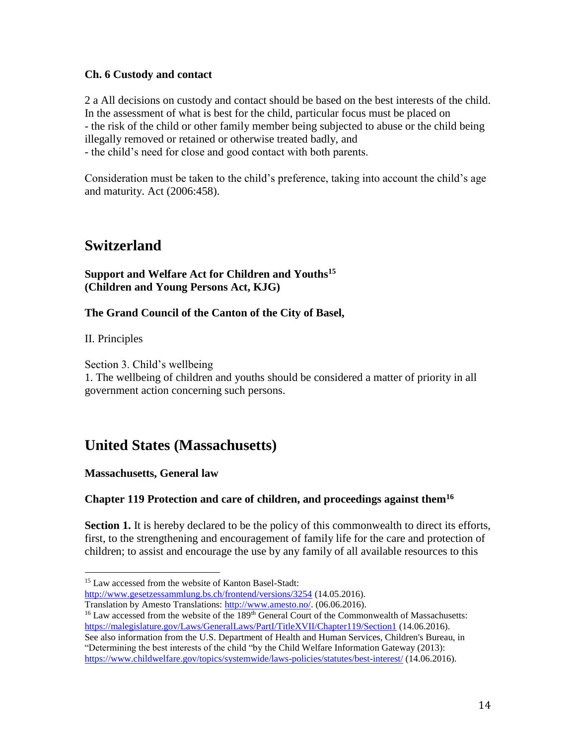**Ch. 6 Custody and contact**

2 a All decisions on custody and contact should be based on the best interests of the child. In the assessment of what is best for the child, particular focus must be placed on
- the risk of the child or other family member being subjected to abuse or the child being illegally removed or retained or otherwise treated badly, and
- the child's need for close and good contact with both parents.

Consideration must be taken to the child's preference, taking into account the child's age and maturity. Act (2006:458).

## Switzerland

**Support and Welfare Act for Children and Youths[15]**
**(Children and Young Persons Act, KJG)**

**The Grand Council of the Canton of the City of Basel,**

II. Principles

Section 3. Child's wellbeing
1. The wellbeing of children and youths should be considered a matter of priority in all government action concerning such persons.

## United States (Massachusetts)

**Massachusetts, General law**

**Chapter 119 Protection and care of children, and proceedings against them[16]**

**Section 1.** It is hereby declared to be the policy of this commonwealth to direct its efforts, first, to the strengthening and encouragement of family life for the care and protection of children; to assist and encourage the use by any family of all available resources to this

---

[15] Law accessed from the website of Kanton Basel-Stadt:
http://www.gesetzessammlung.bs.ch/frontend/versions/3254 (14.05.2016).
Translation by Amesto Translations: http://www.amesto.no/. (06.06.2016).

[16] Law accessed from the website of the 189th General Court of the Commonwealth of Massachusetts:
https://malegislature.gov/Laws/GeneralLaws/PartI/TitleXVII/Chapter119/Section1 (14.06.2016).
See also information from the U.S. Department of Health and Human Services, Children's Bureau, in "Determining the best interests of the child "by the Child Welfare Information Gateway (2013):
https://www.childwelfare.gov/topics/systemwide/laws-policies/statutes/best-interest/ (14.06.2016).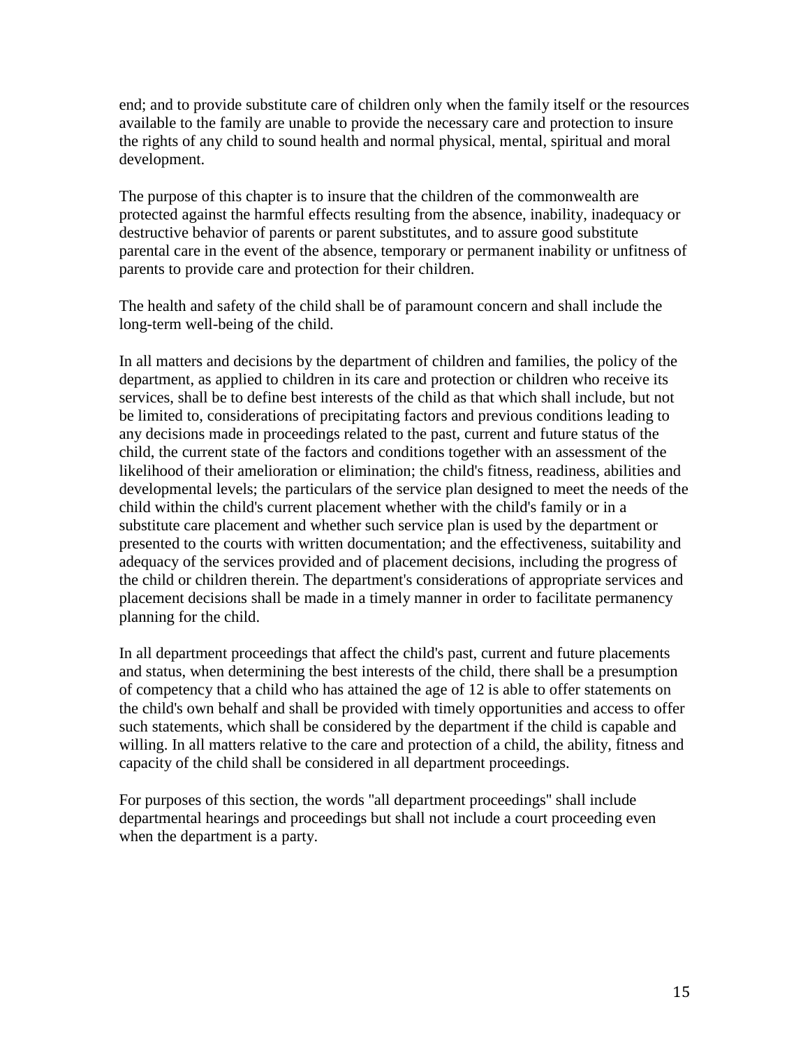end; and to provide substitute care of children only when the family itself or the resources available to the family are unable to provide the necessary care and protection to insure the rights of any child to sound health and normal physical, mental, spiritual and moral development.

The purpose of this chapter is to insure that the children of the commonwealth are protected against the harmful effects resulting from the absence, inability, inadequacy or destructive behavior of parents or parent substitutes, and to assure good substitute parental care in the event of the absence, temporary or permanent inability or unfitness of parents to provide care and protection for their children.

The health and safety of the child shall be of paramount concern and shall include the long-term well-being of the child.

In all matters and decisions by the department of children and families, the policy of the department, as applied to children in its care and protection or children who receive its services, shall be to define best interests of the child as that which shall include, but not be limited to, considerations of precipitating factors and previous conditions leading to any decisions made in proceedings related to the past, current and future status of the child, the current state of the factors and conditions together with an assessment of the likelihood of their amelioration or elimination; the child's fitness, readiness, abilities and developmental levels; the particulars of the service plan designed to meet the needs of the child within the child's current placement whether with the child's family or in a substitute care placement and whether such service plan is used by the department or presented to the courts with written documentation; and the effectiveness, suitability and adequacy of the services provided and of placement decisions, including the progress of the child or children therein. The department's considerations of appropriate services and placement decisions shall be made in a timely manner in order to facilitate permanency planning for the child.

In all department proceedings that affect the child's past, current and future placements and status, when determining the best interests of the child, there shall be a presumption of competency that a child who has attained the age of 12 is able to offer statements on the child's own behalf and shall be provided with timely opportunities and access to offer such statements, which shall be considered by the department if the child is capable and willing. In all matters relative to the care and protection of a child, the ability, fitness and capacity of the child shall be considered in all department proceedings.

For purposes of this section, the words "all department proceedings" shall include departmental hearings and proceedings but shall not include a court proceeding even when the department is a party.